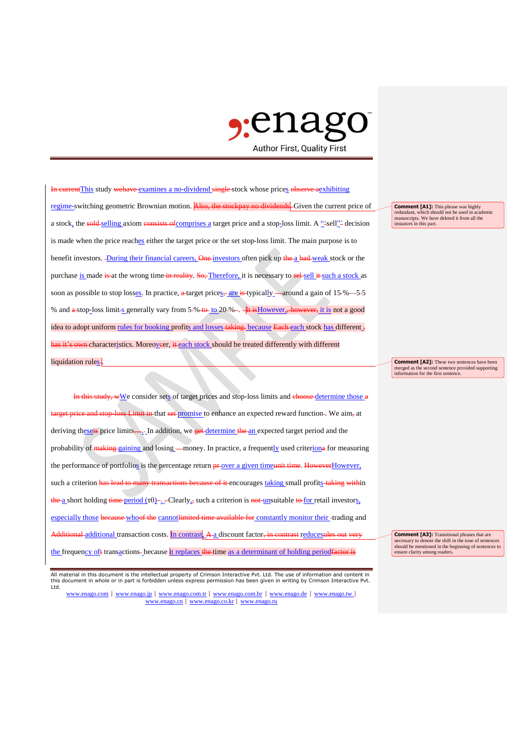~~In current~~This study ~~wehave~~ examines a no-dividend ~~single~~ stock whose prices ~~observe a~~exhibiting regime-switching geometric Brownian motion. ~~Also, the stockpay no dividends.~~ Given the current price of a stock, the ~~sold~~ selling axiom ~~consists of~~comprises a target price and a stop-loss limit. A "sell" decision is made when the price reaches either the target price or the set stop-loss limit. The main purpose is to benefit investors. During their financial careers, ~~One~~ investors often pick up ~~the~~ a ~~bad~~ weak stock or the purchase is made ~~is~~ at the wrong time ~~in reality~~. ~~So,~~ Therefore, it is necessary to ~~sel~~ sell ~~it~~ such a stock as soon as possible to stop losses. In practice, ~~a~~ target prices~~,~~ are ~~is~~ typically —around a gain of 15 %—5 % and ~~a~~ stop-loss limits generally vary from 5 % ~~to~~ to 20 %. ~~It is~~However, ~~however,~~ it is not a good idea to adopt uniform rules for booking profits and losses ~~taking.~~ because ~~Each~~ each stock has different ~~, has it's own~~ characteristics. Moreover, ~~it~~ each stock should be treated differently with different liquidation rules.

> **Comment [A1]:** This phrase was highly redundant, which should not be used in academic manuscripts. We have deleted it from all the instances in this part.

> **Comment [A2]:** These two sentences have been merged as the second sentence provided supporting information for the first sentence.

~~In this study, w~~We consider sets of target prices and stop-loss limits and ~~choose~~ determine those ~~a target price and stop-loss Limit in~~ that ~~set~~ promise to enhance an expected reward function. We aim~~,~~ at deriving these~~is~~ price limits. In addition, we ~~get~~ determine ~~the~~ an expected target period and the probability of ~~making~~ gaining and losing money. In practice, a frequently used criterion~~a~~ for measuring the performance of portfolios is the percentage return ~~pr~~ over a given time ~~unit time~~. ~~However~~However, such a criterion ~~has lead to many transactions because of it~~ encourages taking small profits ~~taking~~ within ~~the~~ a short holding ~~time~~ period ($\tau_0$). Clearly, such a criterion is ~~not~~ unsuitable ~~to~~ for retail investors, especially those ~~because~~ who~~of the~~ cannot ~~limited time available for~~ constantly monitor their trading and ~~Additional~~ additional transaction costs. In contrast, ~~A~~ a discount factor~~, in contrast~~ reduces ~~ules out very~~ the frequency of~~t~~ transactions because it replaces ~~the~~ time as a determinant of holding period ~~factor is~~

> **Comment [A3]:** Transitional phrases that are necessary to denote the shift in the tone of sentences should be mentioned in the beginning of sentences to ensure clarity among readers.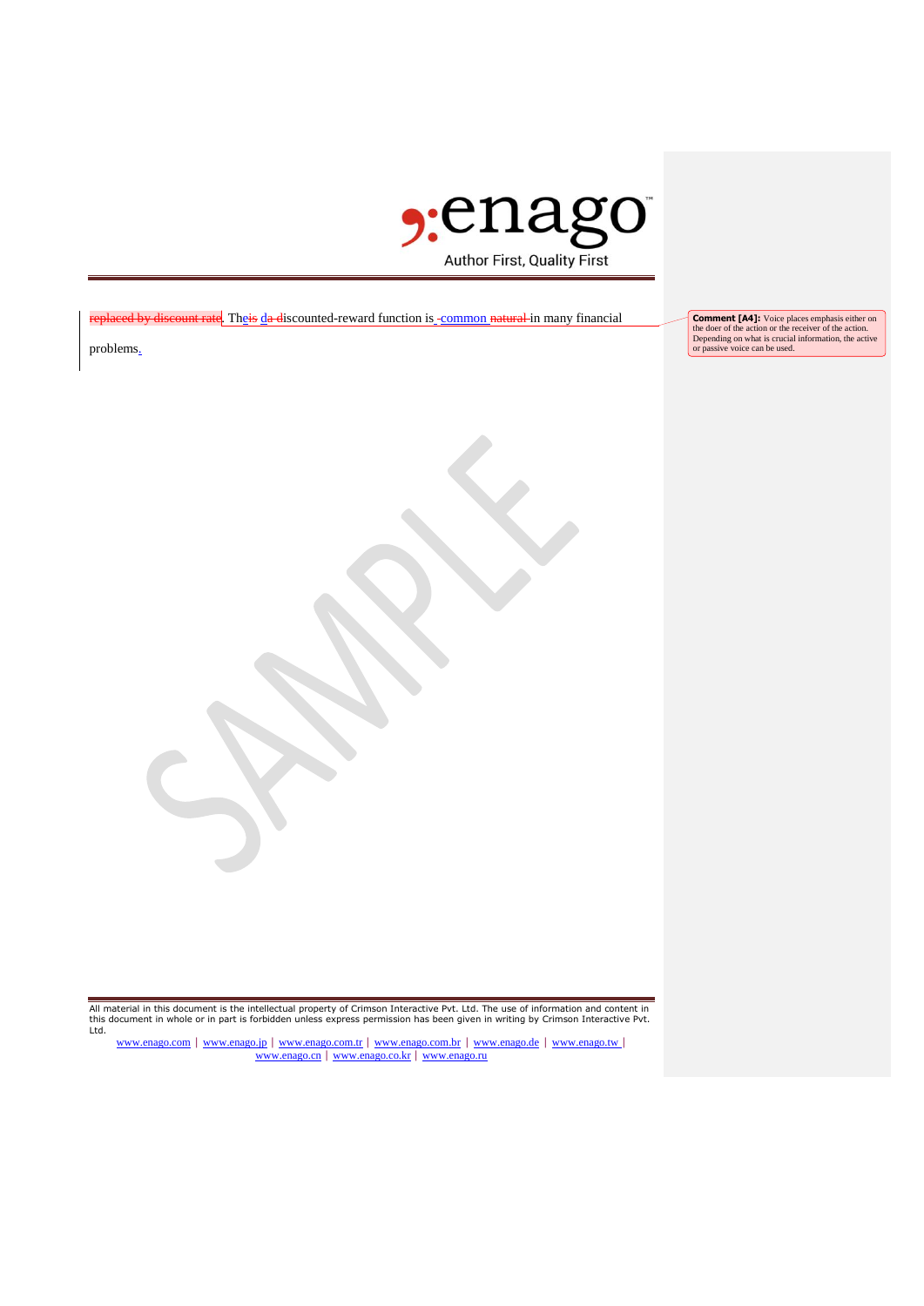~~replaced by discount rate~~. The~~is~~ ~~da~~ discounted-reward function is common ~~natural~~ in many financial problems.

**Comment [A4]:** Voice places emphasis either on the doer of the action or the receiver of the action. Depending on what is crucial information, the active or passive voice can be used.

All material in this document is the intellectual property of Crimson Interactive Pvt. Ltd. The use of information and content in this document in whole or in part is forbidden unless express permission has been given in writing by Crimson Interactive Pvt. Ltd.

www.enago.com | www.enago.jp | www.enago.com.tr | www.enago.com.br | www.enago.de | www.enago.tw | www.enago.cn | www.enago.co.kr | www.enago.ru